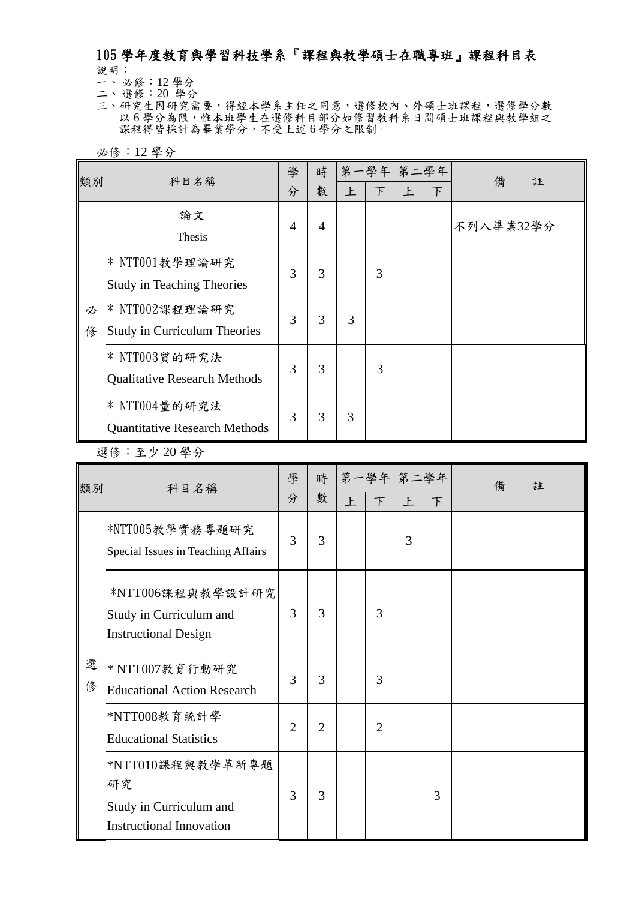# 105 學年度教育與學習科技學系『課程與教學碩士在職專班』課程科目表

說明：

一、必修：12 學分

二、選修：20 學分

三、研究生因研究需要，得經本學系主任之同意，選修校內、外碩士班課程，選修學分數以 6 學分為限，惟本班學生在選修科目部分如修習教科系日間碩士班課程與教學組之課程得皆採計為畢業學分，不受上述 6 學分之限制。

必修：12 學分

| 類別 | 科目名稱 | 學分 | 時數 | 第一學年 | | 第二學年 | | 備註 |
|---|---|---|---|---|---|---|---|---|
| | | | | 上 | 下 | 上 | 下 | |
| 必修 | 論文 Thesis | 4 | 4 | | | | | 不列入畢業32學分 |
| | * NTT001教學理論研究 Study in Teaching Theories | 3 | 3 | | 3 | | | |
| | * NTT002課程理論研究 Study in Curriculum Theories | 3 | 3 | 3 | | | | |
| | * NTT003質的研究法 Qualitative Research Methods | 3 | 3 | | 3 | | | |
| | * NTT004量的研究法 Quantitative Research Methods | 3 | 3 | 3 | | | | |

選修：至少 20 學分

| 類別 | 科目名稱 | 學分 | 時數 | 第一學年 | | 第二學年 | | 備註 |
|---|---|---|---|---|---|---|---|---|
| | | | | 上 | 下 | 上 | 下 | |
| 選修 | *NTT005教學實務專題研究 Special Issues in Teaching Affairs | 3 | 3 | | | 3 | | |
| | *NTT006課程與教學設計研究 Study in Curriculum and Instructional Design | 3 | 3 | | 3 | | | |
| | * NTT007教育行動研究 Educational Action Research | 3 | 3 | | 3 | | | |
| | *NTT008教育統計學 Educational Statistics | 2 | 2 | | 2 | | | |
| | *NTT010課程與教學革新專題研究 Study in Curriculum and Instructional Innovation | 3 | 3 | | | | 3 | |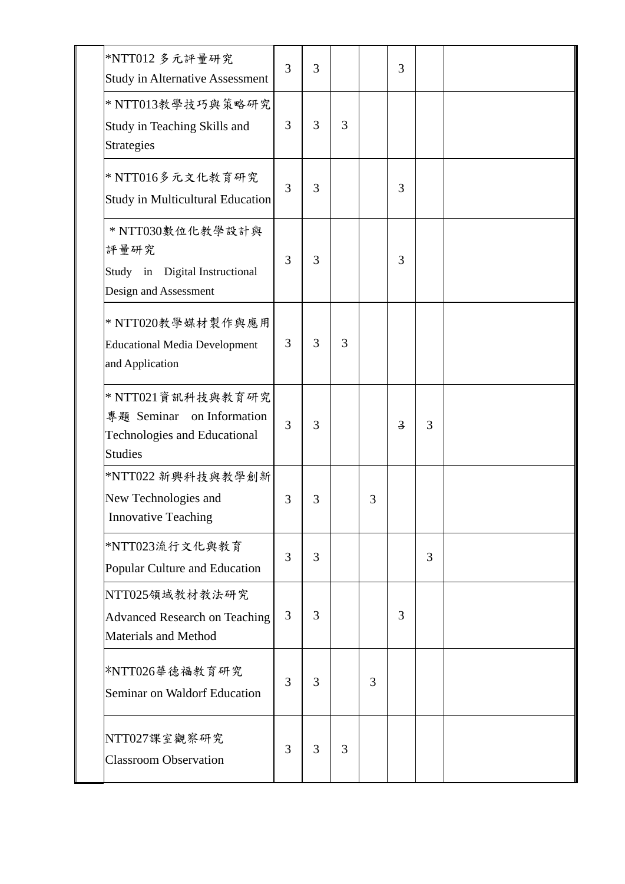| | | | | | | | | |
|---|---|---|---|---|---|---|---|---|
| | *NTT012 多元評量研究<br>Study in Alternative Assessment | 3 | 3 | | | 3 | | |
| | * NTT013教學技巧與策略研究<br>Study in Teaching Skills and Strategies | 3 | 3 | 3 | | | | |
| | * NTT016多元文化教育研究<br>Study in Multicultural Education | 3 | 3 | | | 3 | | |
| | * NTT030數位化教學設計與評量研究<br>Study in Digital Instructional Design and Assessment | 3 | 3 | | | 3 | | |
| | * NTT020教學媒材製作與應用<br>Educational Media Development and Application | 3 | 3 | 3 | | | | |
| | * NTT021資訊科技與教育研究專題 Seminar on Information Technologies and Educational Studies | 3 | 3 | | | ~~3~~ | 3 | |
| | *NTT022 新興科技與教學創新<br>New Technologies and Innovative Teaching | 3 | 3 | | 3 | | | |
| | *NTT023流行文化與教育<br>Popular Culture and Education | 3 | 3 | | | | 3 | |
| | NTT025領域教材教法研究<br>Advanced Research on Teaching Materials and Method | 3 | 3 | | | 3 | | |
| | *NTT026華德福教育研究<br>Seminar on Waldorf Education | 3 | 3 | | 3 | | | |
| | NTT027課室觀察研究<br>Classroom Observation | 3 | 3 | 3 | | | | |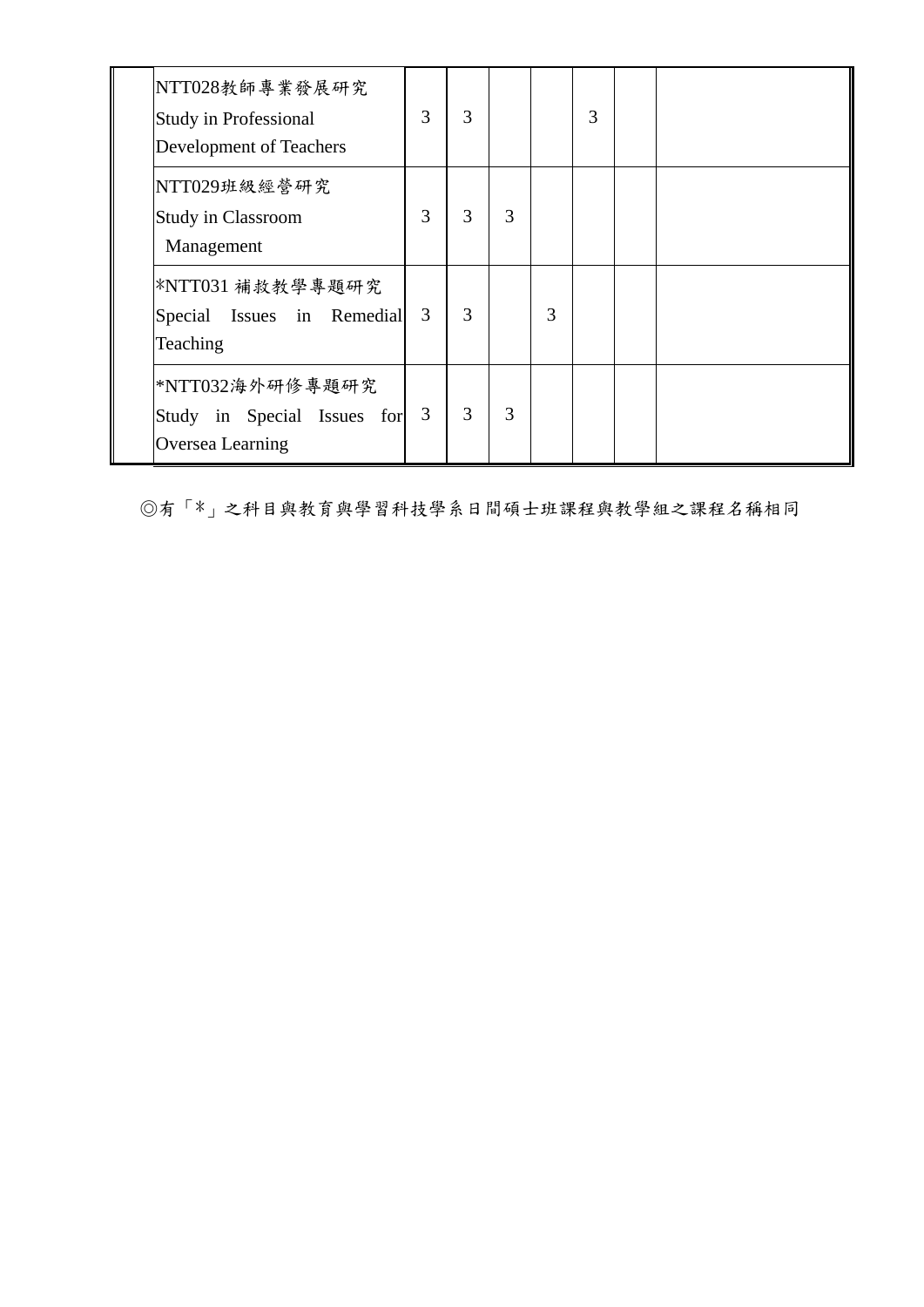| | | | | | | | | |
|---|---|---|---|---|---|---|---|---|
| | NTT028教師專業發展研究<br>Study in Professional Development of Teachers | 3 | 3 | | | 3 | | |
| | NTT029班級經營研究<br>Study in Classroom Management | 3 | 3 | 3 | | | | |
| | *NTT031 補救教學專題研究<br>Special Issues in Remedial Teaching | 3 | 3 | | 3 | | | |
| | *NTT032海外研修專題研究<br>Study in Special Issues for Oversea Learning | 3 | 3 | 3 | | | | |

◎有「*」之科目與教育與學習科技學系日間碩士班課程與教學組之課程名稱相同